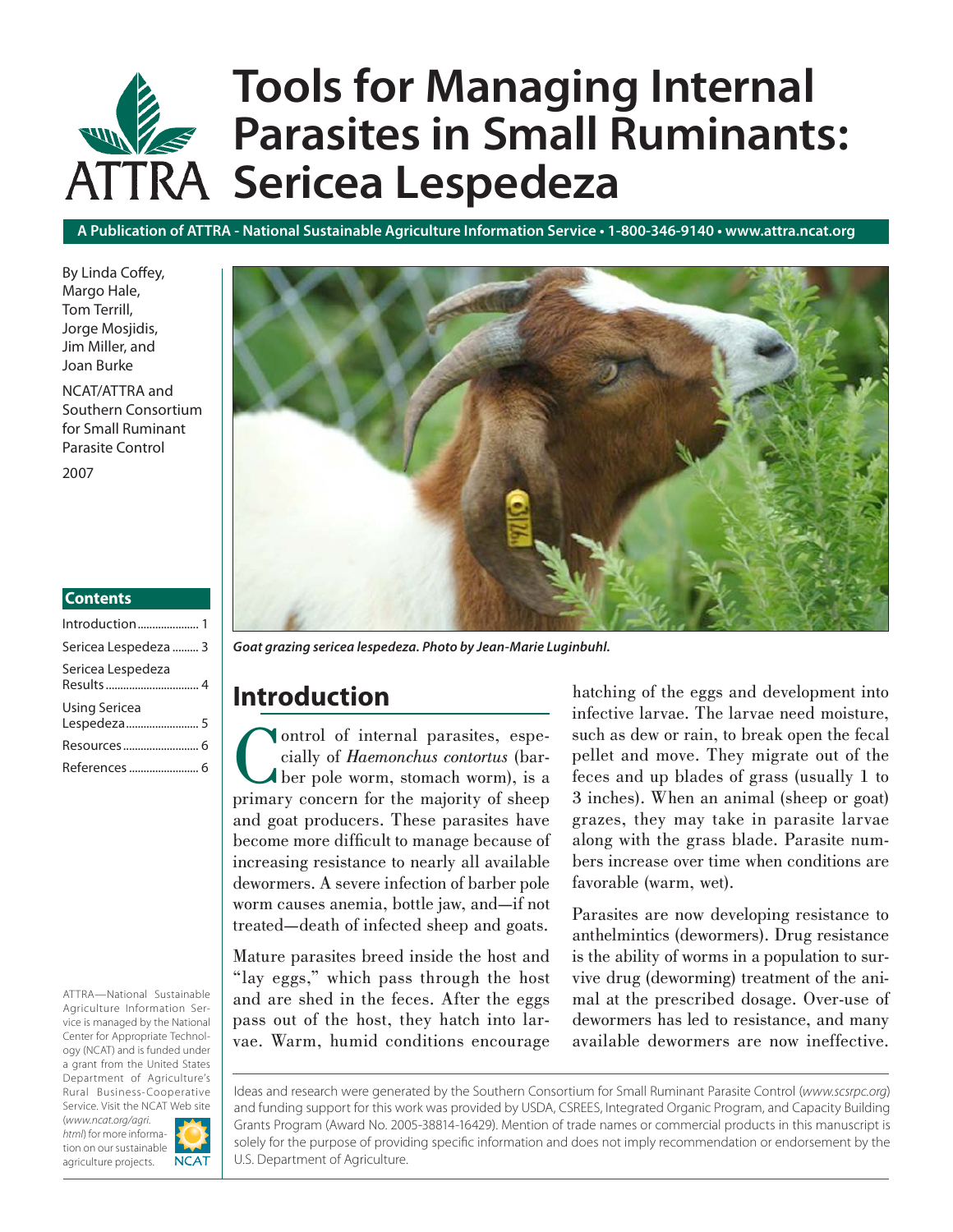# Tools for Managing Internal Parasites in Small Ruminants: Sericea Lespedeza

**A Publication of ATTRA - National Sustainable Agriculture Information Service • 1-800-346-9140 • www.attra.ncat.org**

By Linda Coffey, Margo Hale, Tom Terrill, Jorge Mosjidis, Jim Miller, and Joan Burke

NCAT/ATTRA and Southern Consortium for Small Ruminant Parasite Control

2007

**Contents**

- Introduction ..................... 1
- Sericea Lespedeza ......... 3
- Sericea Lespedeza Results ................................ 4
- Using Sericea Lespedeza ......................... 5
- Resources .......................... 6
- References ........................ 6

***Goat grazing sericea lespedeza. Photo by Jean-Marie Luginbuhl.***

## Introduction

Control of internal parasites, especially of *Haemonchus contortus* (barber pole worm, stomach worm), is a primary concern for the majority of sheep and goat producers. These parasites have become more difficult to manage because of increasing resistance to nearly all available dewormers. A severe infection of barber pole worm causes anemia, bottle jaw, and—if not treated—death of infected sheep and goats.

Mature parasites breed inside the host and "lay eggs," which pass through the host and are shed in the feces. After the eggs pass out of the host, they hatch into larvae. Warm, humid conditions encourage hatching of the eggs and development into infective larvae. The larvae need moisture, such as dew or rain, to break open the fecal pellet and move. They migrate out of the feces and up blades of grass (usually 1 to 3 inches). When an animal (sheep or goat) grazes, they may take in parasite larvae along with the grass blade. Parasite numbers increase over time when conditions are favorable (warm, wet).

Parasites are now developing resistance to anthelmintics (dewormers). Drug resistance is the ability of worms in a population to survive drug (deworming) treatment of the animal at the prescribed dosage. Over-use of dewormers has led to resistance, and many available dewormers are now ineffective.

ATTRA—National Sustainable Agriculture Information Service is managed by the National Center for Appropriate Technology (NCAT) and is funded under a grant from the United States Department of Agriculture's Rural Business-Cooperative Service. Visit the NCAT Web site (*www.ncat.org/agri.html*) for more information on our sustainable agriculture projects.

Ideas and research were generated by the Southern Consortium for Small Ruminant Parasite Control (*www.scsrpc.org*) and funding support for this work was provided by USDA, CSREES, Integrated Organic Program, and Capacity Building Grants Program (Award No. 2005-38814-16429). Mention of trade names or commercial products in this manuscript is solely for the purpose of providing specific information and does not imply recommendation or endorsement by the U.S. Department of Agriculture.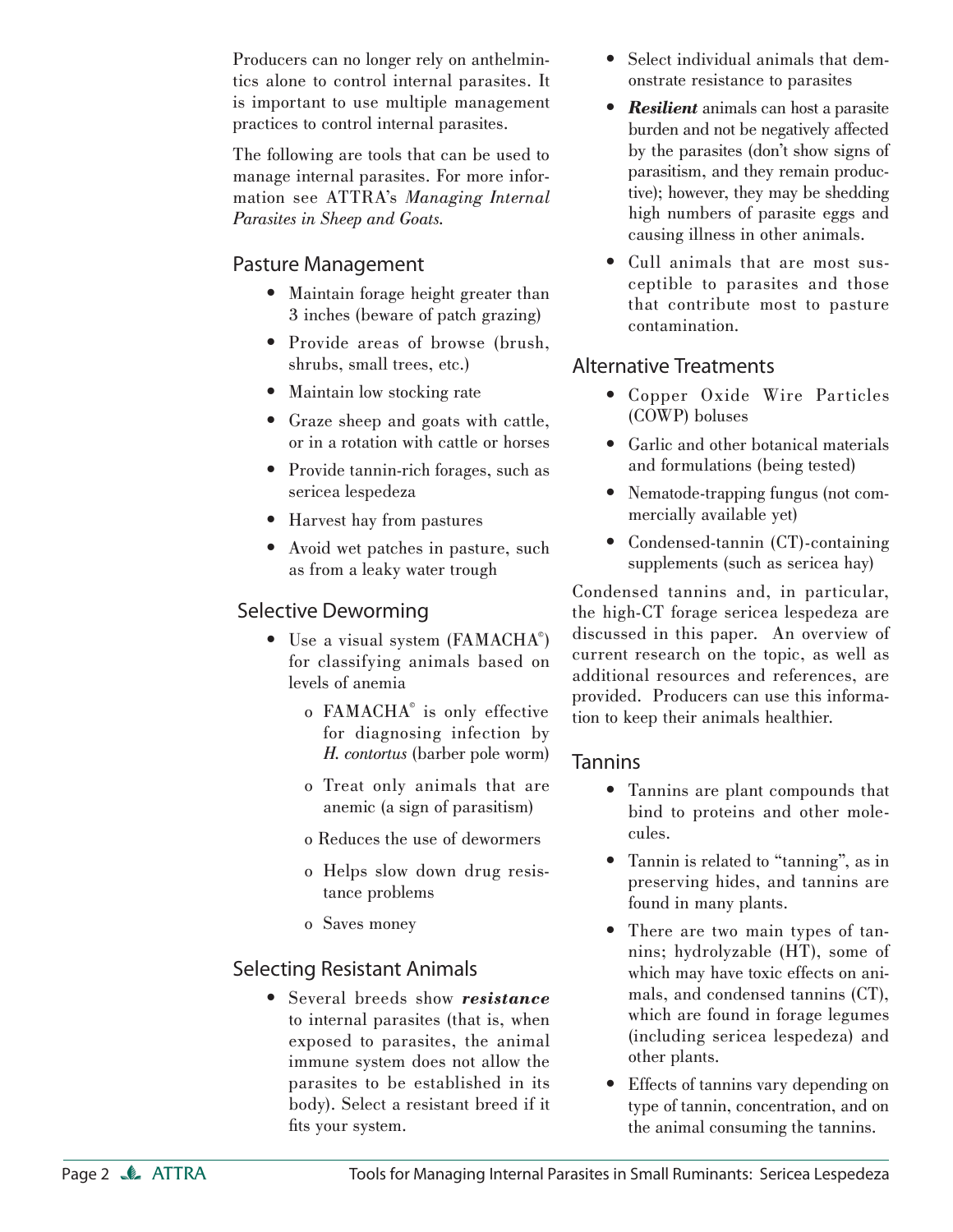Producers can no longer rely on anthelmintics alone to control internal parasites. It is important to use multiple management practices to control internal parasites.

The following are tools that can be used to manage internal parasites. For more information see ATTRA's *Managing Internal Parasites in Sheep and Goats*.

## Pasture Management

- Maintain forage height greater than 3 inches (beware of patch grazing)
- Provide areas of browse (brush, shrubs, small trees, etc.)
- Maintain low stocking rate
- Graze sheep and goats with cattle, or in a rotation with cattle or horses
- Provide tannin-rich forages, such as sericea lespedeza
- Harvest hay from pastures
- Avoid wet patches in pasture, such as from a leaky water trough

## Selective Deworming

- Use a visual system (FAMACHA©) for classifying animals based on levels of anemia
  - FAMACHA© is only effective for diagnosing infection by *H. contortus* (barber pole worm)
  - Treat only animals that are anemic (a sign of parasitism)
  - Reduces the use of dewormers
  - Helps slow down drug resistance problems
  - Saves money

## Selecting Resistant Animals

- Several breeds show ***resistance*** to internal parasites (that is, when exposed to parasites, the animal immune system does not allow the parasites to be established in its body). Select a resistant breed if it fits your system.
- Select individual animals that demonstrate resistance to parasites
- ***Resilient*** animals can host a parasite burden and not be negatively affected by the parasites (don't show signs of parasitism, and they remain productive); however, they may be shedding high numbers of parasite eggs and causing illness in other animals.
- Cull animals that are most susceptible to parasites and those that contribute most to pasture contamination.

## Alternative Treatments

- Copper Oxide Wire Particles (COWP) boluses
- Garlic and other botanical materials and formulations (being tested)
- Nematode-trapping fungus (not commercially available yet)
- Condensed-tannin (CT)-containing supplements (such as sericea hay)

Condensed tannins and, in particular, the high-CT forage sericea lespedeza are discussed in this paper. An overview of current research on the topic, as well as additional resources and references, are provided. Producers can use this information to keep their animals healthier.

## Tannins

- Tannins are plant compounds that bind to proteins and other molecules.
- Tannin is related to "tanning", as in preserving hides, and tannins are found in many plants.
- There are two main types of tannins; hydrolyzable (HT), some of which may have toxic effects on animals, and condensed tannins (CT), which are found in forage legumes (including sericea lespedeza) and other plants.
- Effects of tannins vary depending on type of tannin, concentration, and on the animal consuming the tannins.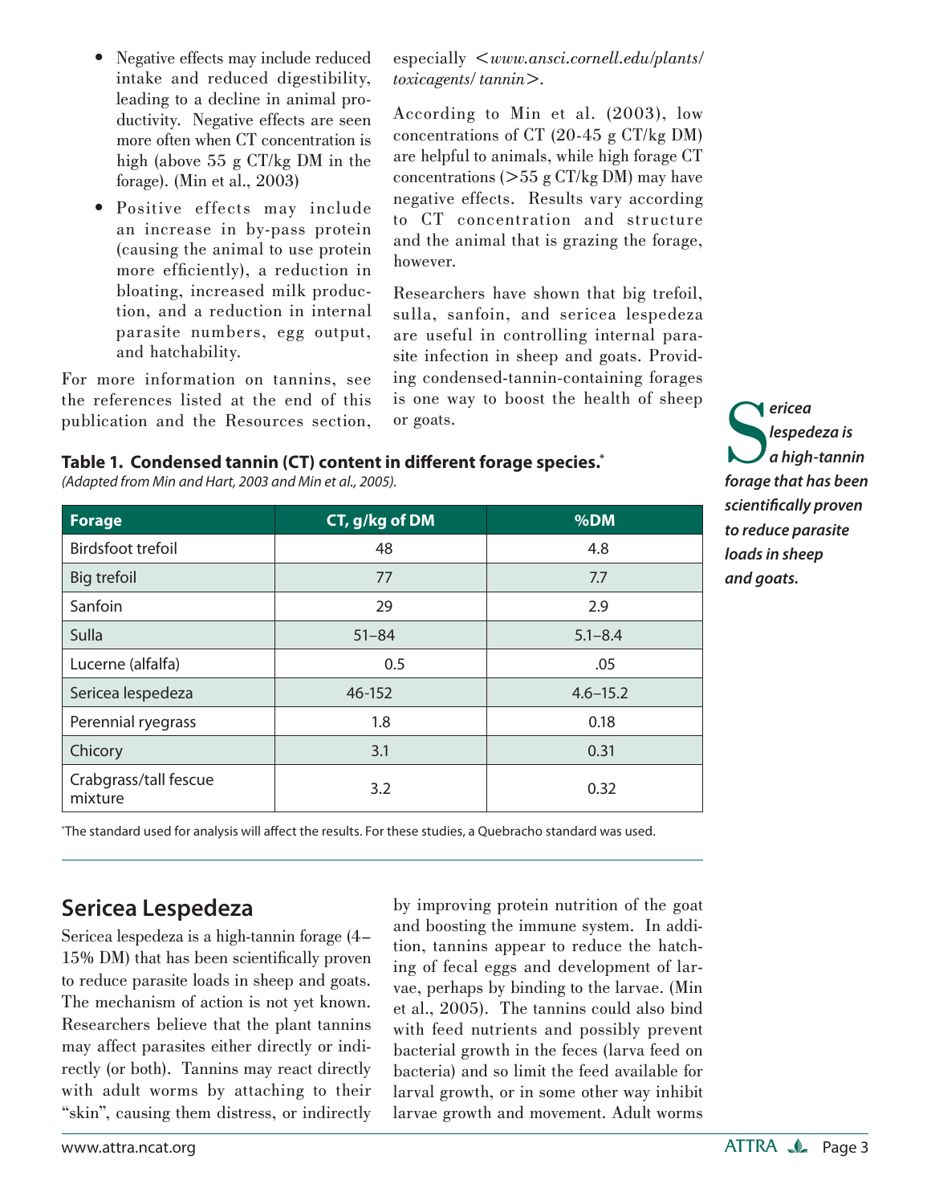- Negative effects may include reduced intake and reduced digestibility, leading to a decline in animal productivity. Negative effects are seen more often when CT concentration is high (above 55 g CT/kg DM in the forage). (Min et al., 2003)
- Positive effects may include an increase in by-pass protein (causing the animal to use protein more efficiently), a reduction in bloating, increased milk production, and a reduction in internal parasite numbers, egg output, and hatchability.

For more information on tannins, see the references listed at the end of this publication and the Resources section, especially *<www.ansci.cornell.edu/plants/toxicagents/ tannin>*.

According to Min et al. (2003), low concentrations of CT (20-45 g CT/kg DM) are helpful to animals, while high forage CT concentrations (>55 g CT/kg DM) may have negative effects. Results vary according to CT concentration and structure and the animal that is grazing the forage, however.

Researchers have shown that big trefoil, sulla, sanfoin, and sericea lespedeza are useful in controlling internal parasite infection in sheep and goats. Providing condensed-tannin-containing forages is one way to boost the health of sheep or goats.

**Table 1. Condensed tannin (CT) content in different forage species.***
*(Adapted from Min and Hart, 2003 and Min et al., 2005).*

| Forage | CT, g/kg of DM | %DM |
| --- | --- | --- |
| Birdsfoot trefoil | 48 | 4.8 |
| Big trefoil | 77 | 7.7 |
| Sanfoin | 29 | 2.9 |
| Sulla | 51–84 | 5.1–8.4 |
| Lucerne (alfalfa) | 0.5 | .05 |
| Sericea lespedeza | 46-152 | 4.6–15.2 |
| Perennial ryegrass | 1.8 | 0.18 |
| Chicory | 3.1 | 0.31 |
| Crabgrass/tall fescue mixture | 3.2 | 0.32 |

*The standard used for analysis will affect the results. For these studies, a Quebracho standard was used.

***Sericea lespedeza is a high-tannin forage that has been scientifically proven to reduce parasite loads in sheep and goats.***

## Sericea Lespedeza

Sericea lespedeza is a high-tannin forage (4–15% DM) that has been scientifically proven to reduce parasite loads in sheep and goats. The mechanism of action is not yet known. Researchers believe that the plant tannins may affect parasites either directly or indirectly (or both). Tannins may react directly with adult worms by attaching to their "skin", causing them distress, or indirectly by improving protein nutrition of the goat and boosting the immune system. In addition, tannins appear to reduce the hatching of fecal eggs and development of larvae, perhaps by binding to the larvae. (Min et al., 2005). The tannins could also bind with feed nutrients and possibly prevent bacterial growth in the feces (larva feed on bacteria) and so limit the feed available for larval growth, or in some other way inhibit larvae growth and movement. Adult worms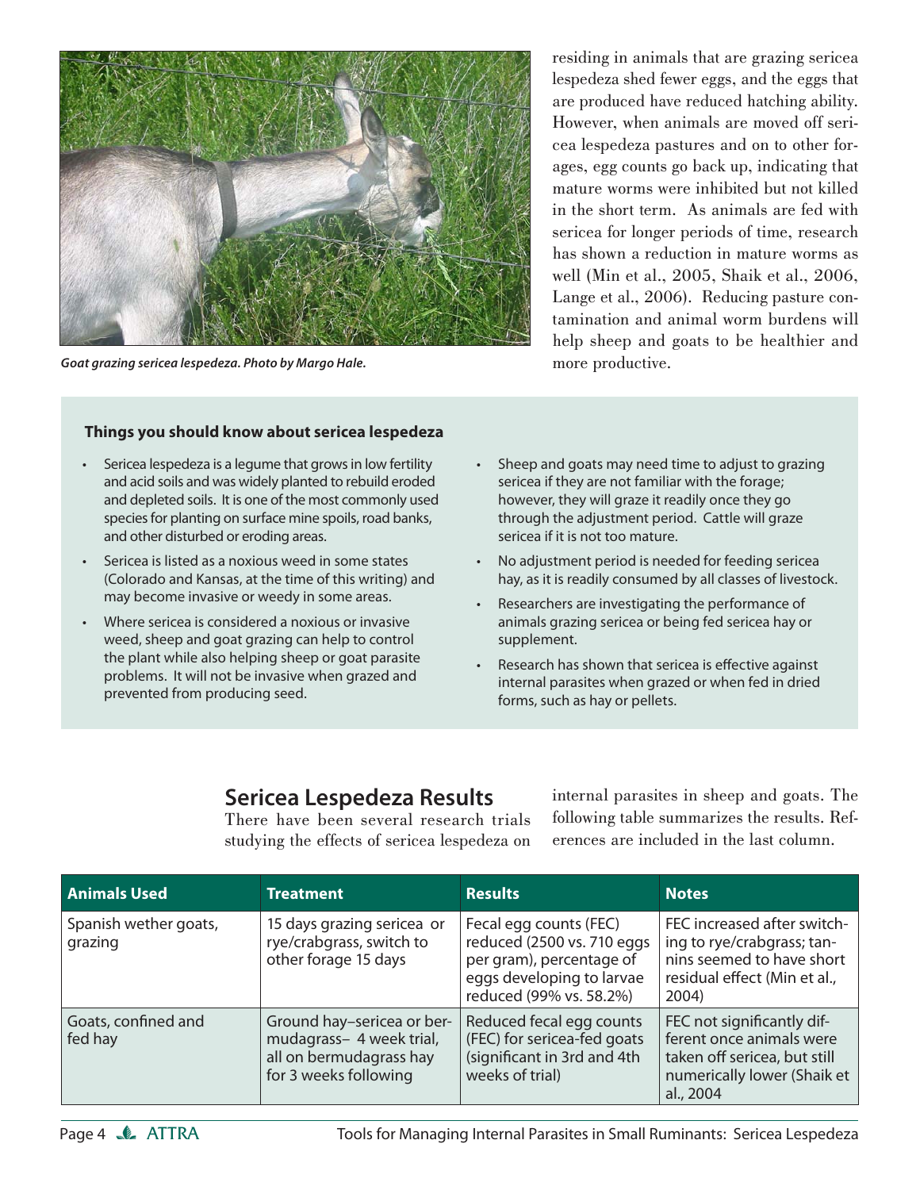*Goat grazing sericea lespedeza. Photo by Margo Hale.*

residing in animals that are grazing sericea lespedeza shed fewer eggs, and the eggs that are produced have reduced hatching ability. However, when animals are moved off sericea lespedeza pastures and on to other forages, egg counts go back up, indicating that mature worms were inhibited but not killed in the short term. As animals are fed with sericea for longer periods of time, research has shown a reduction in mature worms as well (Min et al., 2005, Shaik et al., 2006, Lange et al., 2006). Reducing pasture contamination and animal worm burdens will help sheep and goats to be healthier and more productive.

**Things you should know about sericea lespedeza**

- Sericea lespedeza is a legume that grows in low fertility and acid soils and was widely planted to rebuild eroded and depleted soils. It is one of the most commonly used species for planting on surface mine spoils, road banks, and other disturbed or eroding areas.
- Sericea is listed as a noxious weed in some states (Colorado and Kansas, at the time of this writing) and may become invasive or weedy in some areas.
- Where sericea is considered a noxious or invasive weed, sheep and goat grazing can help to control the plant while also helping sheep or goat parasite problems. It will not be invasive when grazed and prevented from producing seed.
- Sheep and goats may need time to adjust to grazing sericea if they are not familiar with the forage; however, they will graze it readily once they go through the adjustment period. Cattle will graze sericea if it is not too mature.
- No adjustment period is needed for feeding sericea hay, as it is readily consumed by all classes of livestock.
- Researchers are investigating the performance of animals grazing sericea or being fed sericea hay or supplement.
- Research has shown that sericea is effective against internal parasites when grazed or when fed in dried forms, such as hay or pellets.

## Sericea Lespedeza Results

There have been several research trials studying the effects of sericea lespedeza on internal parasites in sheep and goats. The following table summarizes the results. References are included in the last column.

| Animals Used | Treatment | Results | Notes |
|---|---|---|---|
| Spanish wether goats, grazing | 15 days grazing sericea or rye/crabgrass, switch to other forage 15 days | Fecal egg counts (FEC) reduced (2500 vs. 710 eggs per gram), percentage of eggs developing to larvae reduced (99% vs. 58.2%) | FEC increased after switching to rye/crabgrass; tannins seemed to have short residual effect (Min et al., 2004) |
| Goats, confined and fed hay | Ground hay–sericea or bermudagrass– 4 week trial, all on bermudagrass hay for 3 weeks following | Reduced fecal egg counts (FEC) for sericea-fed goats (significant in 3rd and 4th weeks of trial) | FEC not significantly different once animals were taken off sericea, but still numerically lower (Shaik et al., 2004 |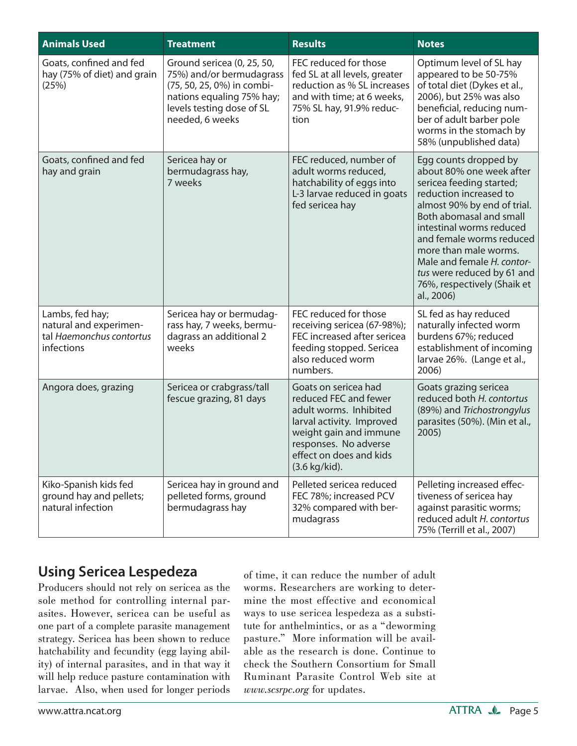| Animals Used | Treatment | Results | Notes |
|---|---|---|---|
| Goats, confined and fed hay (75% of diet) and grain (25%) | Ground sericea (0, 25, 50, 75%) and/or bermudagrass (75, 50, 25, 0%) in combinations equaling 75% hay; levels testing dose of SL needed, 6 weeks | FEC reduced for those fed SL at all levels, greater reduction as % SL increases and with time; at 6 weeks, 75% SL hay, 91.9% reduction | Optimum level of SL hay appeared to be 50-75% of total diet (Dykes et al., 2006), but 25% was also beneficial, reducing number of adult barber pole worms in the stomach by 58% (unpublished data) |
| Goats, confined and fed hay and grain | Sericea hay or bermudagrass hay, 7 weeks | FEC reduced, number of adult worms reduced, hatchability of eggs into L-3 larvae reduced in goats fed sericea hay | Egg counts dropped by about 80% one week after sericea feeding started; reduction increased to almost 90% by end of trial. Both abomasal and small intestinal worms reduced and female worms reduced more than male worms. Male and female *H. contortus* were reduced by 61 and 76%, respectively (Shaik et al., 2006) |
| Lambs, fed hay; natural and experimental *Haemonchus contortus* infections | Sericea hay or bermudagrass hay, 7 weeks, bermudagrass an additional 2 weeks | FEC reduced for those receiving sericea (67-98%); FEC increased after sericea feeding stopped. Sericea also reduced worm numbers. | SL fed as hay reduced naturally infected worm burdens 67%; reduced establishment of incoming larvae 26%. (Lange et al., 2006) |
| Angora does, grazing | Sericea or crabgrass/tall fescue grazing, 81 days | Goats on sericea had reduced FEC and fewer adult worms. Inhibited larval activity. Improved weight gain and immune responses. No adverse effect on does and kids (3.6 kg/kid). | Goats grazing sericea reduced both *H. contortus* (89%) and *Trichostrongylus* parasites (50%). (Min et al., 2005) |
| Kiko-Spanish kids fed ground hay and pellets; natural infection | Sericea hay in ground and pelleted forms, ground bermudagrass hay | Pelleted sericea reduced FEC 78%; increased PCV 32% compared with bermudagrass | Pelleting increased effectiveness of sericea hay against parasitic worms; reduced adult *H. contortus* 75% (Terrill et al., 2007) |

## Using Sericea Lespedeza

Producers should not rely on sericea as the sole method for controlling internal parasites. However, sericea can be useful as one part of a complete parasite management strategy. Sericea has been shown to reduce hatchability and fecundity (egg laying ability) of internal parasites, and in that way it will help reduce pasture contamination with larvae. Also, when used for longer periods of time, it can reduce the number of adult worms. Researchers are working to determine the most effective and economical ways to use sericea lespedeza as a substitute for anthelmintics, or as a "deworming pasture." More information will be available as the research is done. Continue to check the Southern Consortium for Small Ruminant Parasite Control Web site at *www.scsrpc.org* for updates.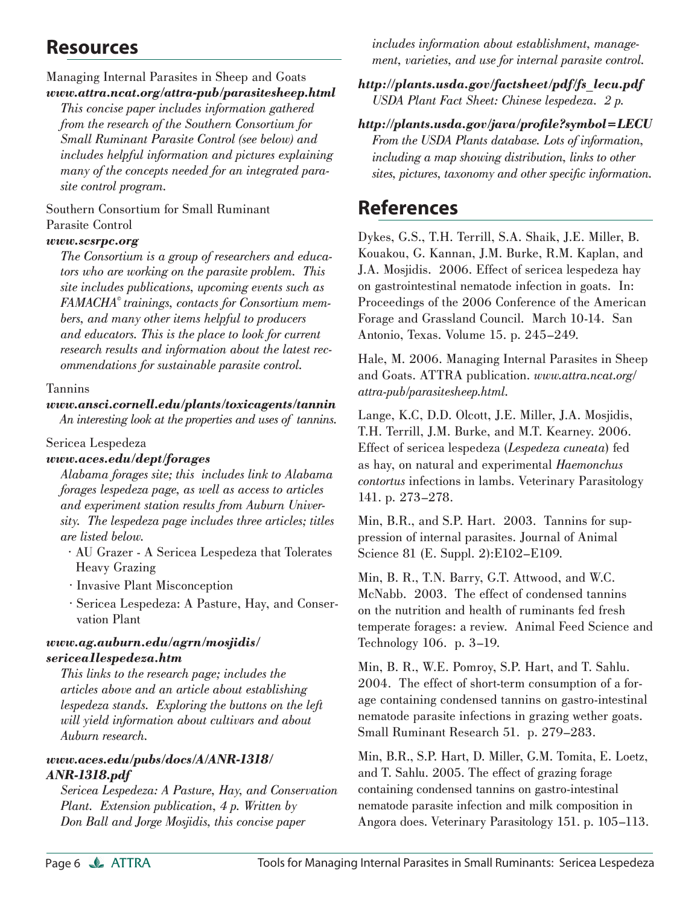## Resources

Managing Internal Parasites in Sheep and Goats
***www.attra.ncat.org/attra-pub/parasitesheep.html***

*This concise paper includes information gathered from the research of the Southern Consortium for Small Ruminant Parasite Control (see below) and includes helpful information and pictures explaining many of the concepts needed for an integrated parasite control program.*

Southern Consortium for Small Ruminant Parasite Control
***www.scsrpc.org***

*The Consortium is a group of researchers and educators who are working on the parasite problem. This site includes publications, upcoming events such as FAMACHA® trainings, contacts for Consortium members, and many other items helpful to producers and educators. This is the place to look for current research results and information about the latest recommendations for sustainable parasite control.*

Tannins
***www.ansci.cornell.edu/plants/toxicagents/tannin***

*An interesting look at the properties and uses of tannins.*

Sericea Lespedeza
***www.aces.edu/dept/forages***

*Alabama forages site; this includes link to Alabama forages lespedeza page, as well as access to articles and experiment station results from Auburn University. The lespedeza page includes three articles; titles are listed below.*

- AU Grazer - A Sericea Lespedeza that Tolerates Heavy Grazing
- Invasive Plant Misconception
- Sericea Lespedeza: A Pasture, Hay, and Conservation Plant

***www.ag.auburn.edu/agrn/mosjidis/sericea1lespedeza.htm***

*This links to the research page; includes the articles above and an article about establishing lespedeza stands. Exploring the buttons on the left will yield information about cultivars and about Auburn research.*

***www.aces.edu/pubs/docs/A/ANR-1318/ANR-1318.pdf***

*Sericea Lespedeza: A Pasture, Hay, and Conservation Plant. Extension publication, 4 p. Written by Don Ball and Jorge Mosjidis, this concise paper includes information about establishment, management, varieties, and use for internal parasite control.*

***http://plants.usda.gov/factsheet/pdf/fs_lecu.pdf***

*USDA Plant Fact Sheet: Chinese lespedeza. 2 p.*

***http://plants.usda.gov/java/profile?symbol=LECU***

*From the USDA Plants database. Lots of information, including a map showing distribution, links to other sites, pictures, taxonomy and other specific information.*

## References

Dykes, G.S., T.H. Terrill, S.A. Shaik, J.E. Miller, B. Kouakou, G. Kannan, J.M. Burke, R.M. Kaplan, and J.A. Mosjidis. 2006. Effect of sericea lespedeza hay on gastrointestinal nematode infection in goats. In: Proceedings of the 2006 Conference of the American Forage and Grassland Council. March 10-14. San Antonio, Texas. Volume 15. p. 245–249.

Hale, M. 2006. Managing Internal Parasites in Sheep and Goats. ATTRA publication. *www.attra.ncat.org/attra-pub/parasitesheep.html*.

Lange, K.C, D.D. Olcott, J.E. Miller, J.A. Mosjidis, T.H. Terrill, J.M. Burke, and M.T. Kearney. 2006. Effect of sericea lespedeza (*Lespedeza cuneata*) fed as hay, on natural and experimental *Haemonchus contortus* infections in lambs. Veterinary Parasitology 141. p. 273–278.

Min, B.R., and S.P. Hart. 2003. Tannins for suppression of internal parasites. Journal of Animal Science 81 (E. Suppl. 2):E102–E109.

Min, B. R., T.N. Barry, G.T. Attwood, and W.C. McNabb. 2003. The effect of condensed tannins on the nutrition and health of ruminants fed fresh temperate forages: a review. Animal Feed Science and Technology 106. p. 3–19.

Min, B. R., W.E. Pomroy, S.P. Hart, and T. Sahlu. 2004. The effect of short-term consumption of a forage containing condensed tannins on gastro-intestinal nematode parasite infections in grazing wether goats. Small Ruminant Research 51. p. 279–283.

Min, B.R., S.P. Hart, D. Miller, G.M. Tomita, E. Loetz, and T. Sahlu. 2005. The effect of grazing forage containing condensed tannins on gastro-intestinal nematode parasite infection and milk composition in Angora does. Veterinary Parasitology 151. p. 105–113.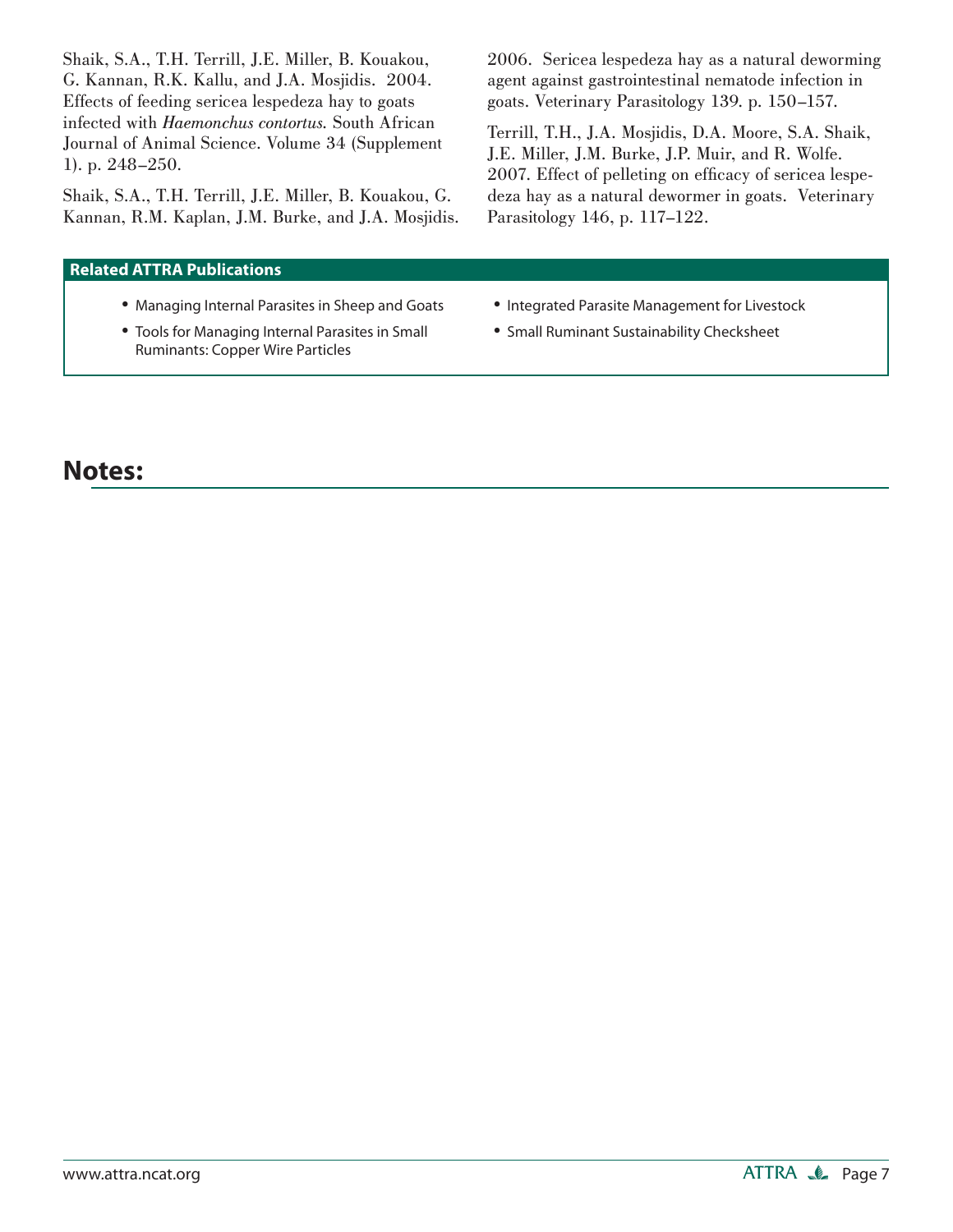Shaik, S.A., T.H. Terrill, J.E. Miller, B. Kouakou, G. Kannan, R.K. Kallu, and J.A. Mosjidis. 2004. Effects of feeding sericea lespedeza hay to goats infected with *Haemonchus contortus.* South African Journal of Animal Science. Volume 34 (Supplement 1). p. 248–250.

Shaik, S.A., T.H. Terrill, J.E. Miller, B. Kouakou, G. Kannan, R.M. Kaplan, J.M. Burke, and J.A. Mosjidis. 2006. Sericea lespedeza hay as a natural deworming agent against gastrointestinal nematode infection in goats. Veterinary Parasitology 139. p. 150–157.

Terrill, T.H., J.A. Mosjidis, D.A. Moore, S.A. Shaik, J.E. Miller, J.M. Burke, J.P. Muir, and R. Wolfe. 2007. Effect of pelleting on efficacy of sericea lespedeza hay as a natural dewormer in goats. Veterinary Parasitology 146, p. 117–122.

**Related ATTRA Publications**

- Managing Internal Parasites in Sheep and Goats
- Tools for Managing Internal Parasites in Small Ruminants: Copper Wire Particles
- Integrated Parasite Management for Livestock
- Small Ruminant Sustainability Checksheet

## Notes: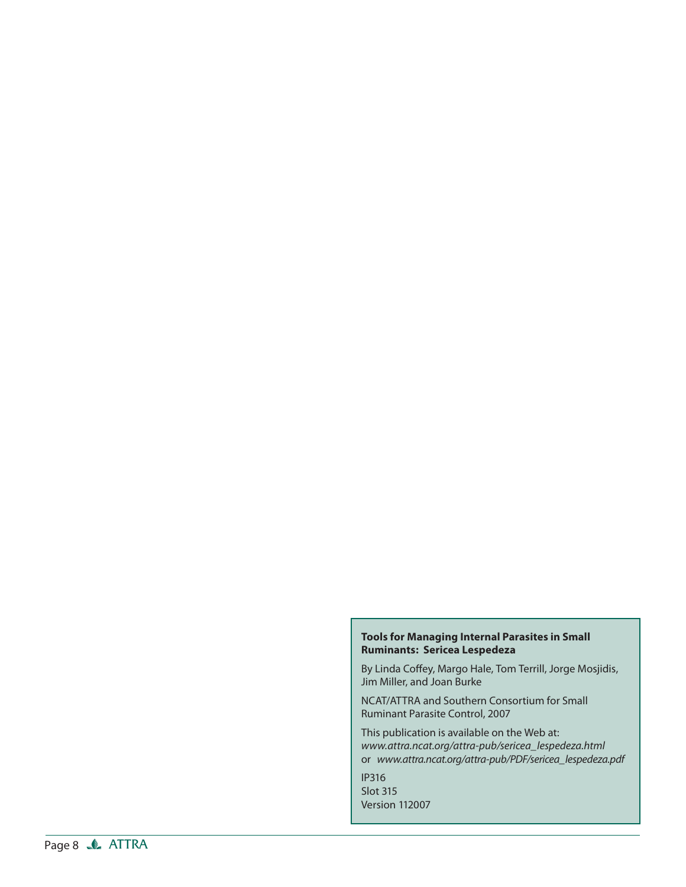**Tools for Managing Internal Parasites in Small Ruminants: Sericea Lespedeza**

By Linda Coffey, Margo Hale, Tom Terrill, Jorge Mosjidis, Jim Miller, and Joan Burke

NCAT/ATTRA and Southern Consortium for Small Ruminant Parasite Control, 2007

This publication is available on the Web at:
*www.attra.ncat.org/attra-pub/sericea_lespedeza.html*
or *www.attra.ncat.org/attra-pub/PDF/sericea_lespedeza.pdf*

IP316
Slot 315
Version 112007